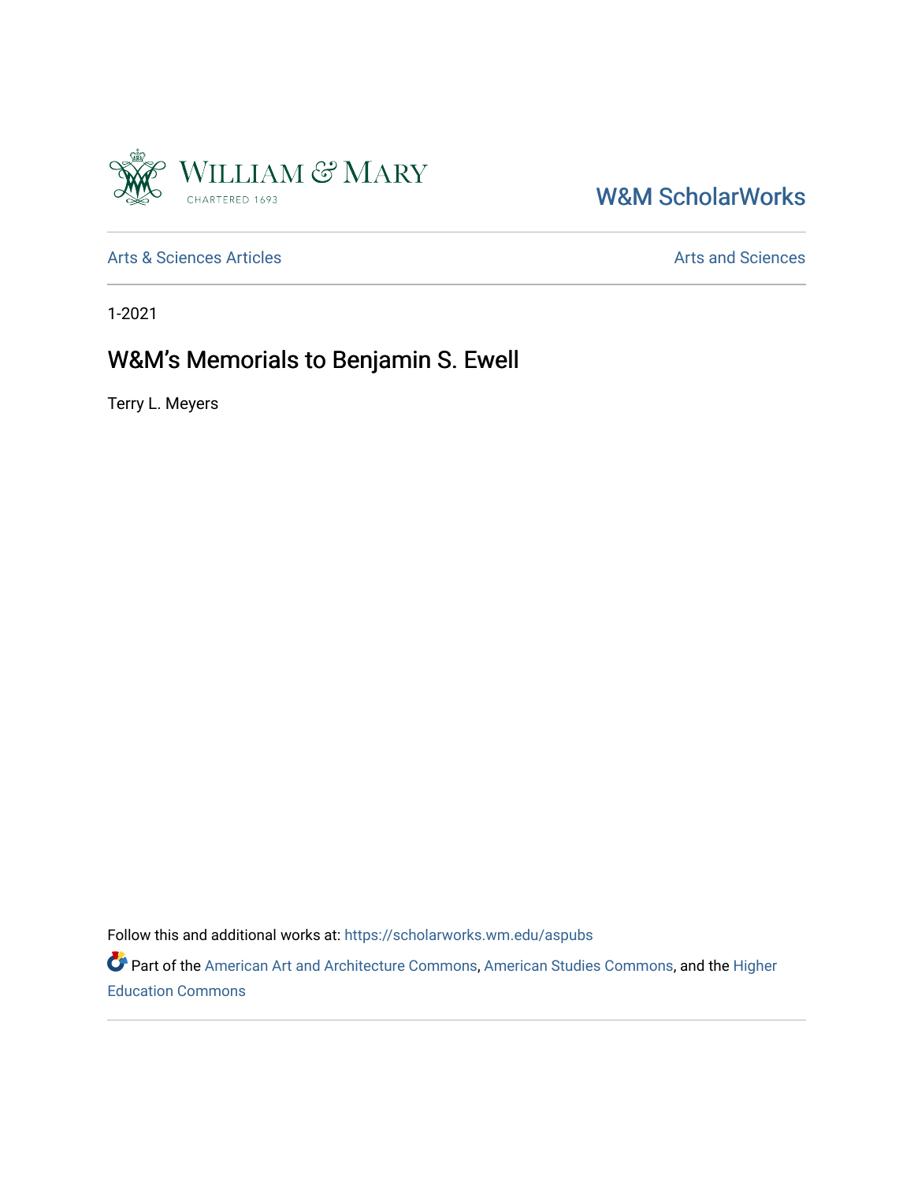William & Mary
CHARTERED 1693

W&M ScholarWorks

Arts & Sciences Articles

Arts and Sciences

1-2021

# W&M's Memorials to Benjamin S. Ewell

Terry L. Meyers

Follow this and additional works at: https://scholarworks.wm.edu/aspubs

Part of the American Art and Architecture Commons, American Studies Commons, and the Higher Education Commons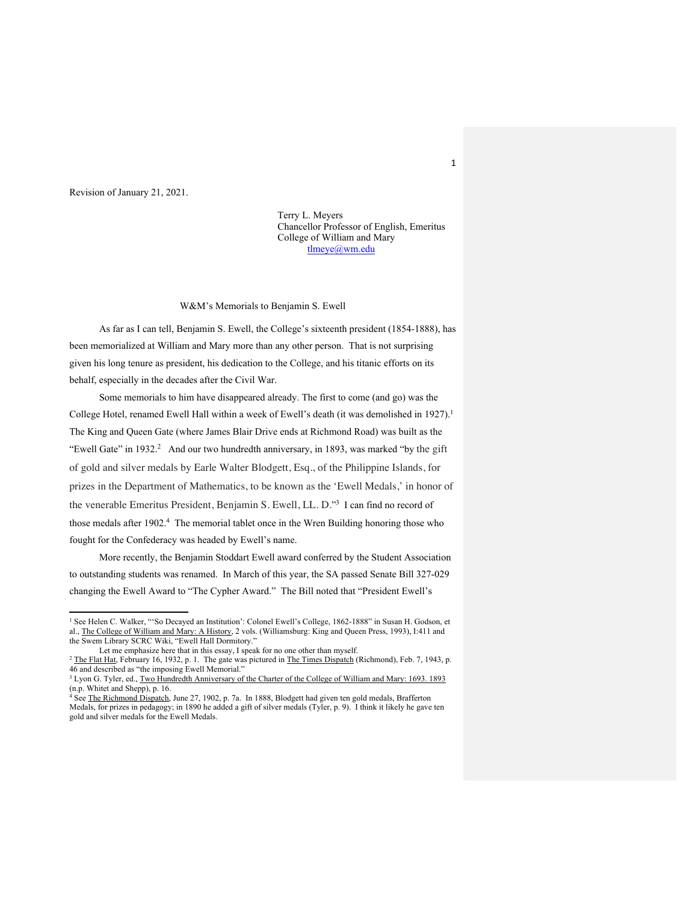Revision of January 21, 2021.

Terry L. Meyers
Chancellor Professor of English, Emeritus
College of William and Mary
tlmeye@wm.edu

W&M's Memorials to Benjamin S. Ewell

As far as I can tell, Benjamin S. Ewell, the College's sixteenth president (1854-1888), has been memorialized at William and Mary more than any other person. That is not surprising given his long tenure as president, his dedication to the College, and his titanic efforts on its behalf, especially in the decades after the Civil War.

Some memorials to him have disappeared already. The first to come (and go) was the College Hotel, renamed Ewell Hall within a week of Ewell's death (it was demolished in 1927).[1] The King and Queen Gate (where James Blair Drive ends at Richmond Road) was built as the "Ewell Gate" in 1932.[2] And our two hundredth anniversary, in 1893, was marked "by the gift of gold and silver medals by Earle Walter Blodgett, Esq., of the Philippine Islands, for prizes in the Department of Mathematics, to be known as the 'Ewell Medals,' in honor of the venerable Emeritus President, Benjamin S. Ewell, LL. D."[3] I can find no record of those medals after 1902.[4] The memorial tablet once in the Wren Building honoring those who fought for the Confederacy was headed by Ewell's name.

More recently, the Benjamin Stoddart Ewell award conferred by the Student Association to outstanding students was renamed. In March of this year, the SA passed Senate Bill 327-029 changing the Ewell Award to "The Cypher Award." The Bill noted that "President Ewell's

---

[1] See Helen C. Walker, "'So Decayed an Institution': Colonel Ewell's College, 1862-1888" in Susan H. Godson, et al., The College of William and Mary: A History, 2 vols. (Williamsburg: King and Queen Press, 1993), I:411 and the Swem Library SCRC Wiki, "Ewell Hall Dormitory."

Let me emphasize here that in this essay, I speak for no one other than myself.

[2] The Flat Hat, February 16, 1932, p. 1. The gate was pictured in The Times Dispatch (Richmond), Feb. 7, 1943, p. 46 and described as "the imposing Ewell Memorial."

[3] Lyon G. Tyler, ed., Two Hundredth Anniversary of the Charter of the College of William and Mary: 1693. 1893 (n.p. Whitet and Shepp), p. 16.

[4] See The Richmond Dispatch, June 27, 1902, p. 7a. In 1888, Blodgett had given ten gold medals, Brafferton Medals, for prizes in pedagogy; in 1890 he added a gift of silver medals (Tyler, p. 9). I think it likely he gave ten gold and silver medals for the Ewell Medals.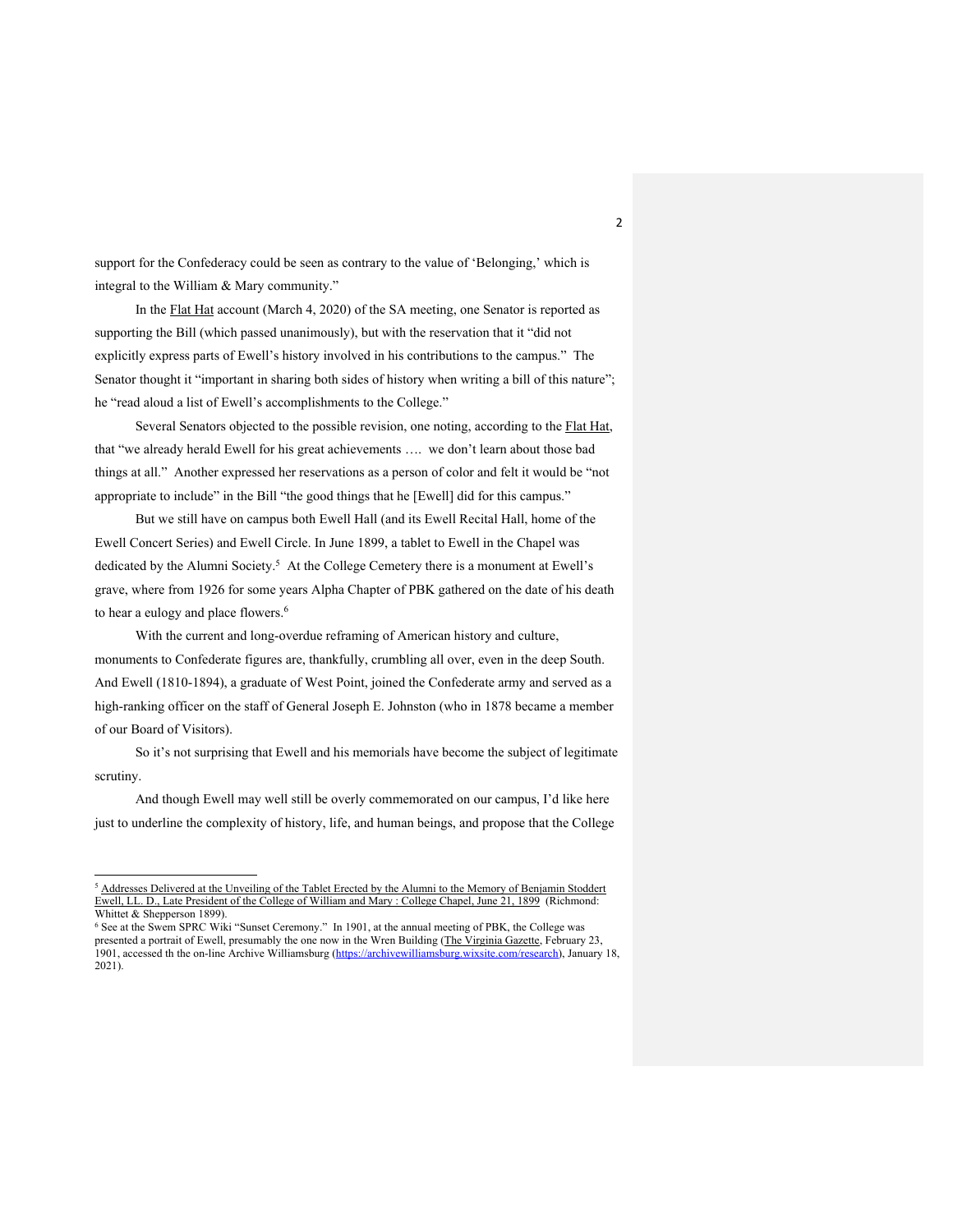support for the Confederacy could be seen as contrary to the value of 'Belonging,' which is integral to the William & Mary community."

In the Flat Hat account (March 4, 2020) of the SA meeting, one Senator is reported as supporting the Bill (which passed unanimously), but with the reservation that it "did not explicitly express parts of Ewell's history involved in his contributions to the campus." The Senator thought it "important in sharing both sides of history when writing a bill of this nature"; he "read aloud a list of Ewell's accomplishments to the College."

Several Senators objected to the possible revision, one noting, according to the Flat Hat, that "we already herald Ewell for his great achievements …. we don't learn about those bad things at all." Another expressed her reservations as a person of color and felt it would be "not appropriate to include" in the Bill "the good things that he [Ewell] did for this campus."

But we still have on campus both Ewell Hall (and its Ewell Recital Hall, home of the Ewell Concert Series) and Ewell Circle. In June 1899, a tablet to Ewell in the Chapel was dedicated by the Alumni Society.[5] At the College Cemetery there is a monument at Ewell's grave, where from 1926 for some years Alpha Chapter of PBK gathered on the date of his death to hear a eulogy and place flowers.[6]

With the current and long-overdue reframing of American history and culture, monuments to Confederate figures are, thankfully, crumbling all over, even in the deep South. And Ewell (1810-1894), a graduate of West Point, joined the Confederate army and served as a high-ranking officer on the staff of General Joseph E. Johnston (who in 1878 became a member of our Board of Visitors).

So it's not surprising that Ewell and his memorials have become the subject of legitimate scrutiny.

And though Ewell may well still be overly commemorated on our campus, I'd like here just to underline the complexity of history, life, and human beings, and propose that the College

---

[5] Addresses Delivered at the Unveiling of the Tablet Erected by the Alumni to the Memory of Benjamin Stoddert Ewell, LL. D., Late President of the College of William and Mary : College Chapel, June 21, 1899 (Richmond: Whittet & Shepperson 1899).

[6] See at the Swem SPRC Wiki "Sunset Ceremony." In 1901, at the annual meeting of PBK, the College was presented a portrait of Ewell, presumably the one now in the Wren Building (The Virginia Gazette, February 23, 1901, accessed th the on-line Archive Williamsburg (https://archivewilliamsburg.wixsite.com/research), January 18, 2021).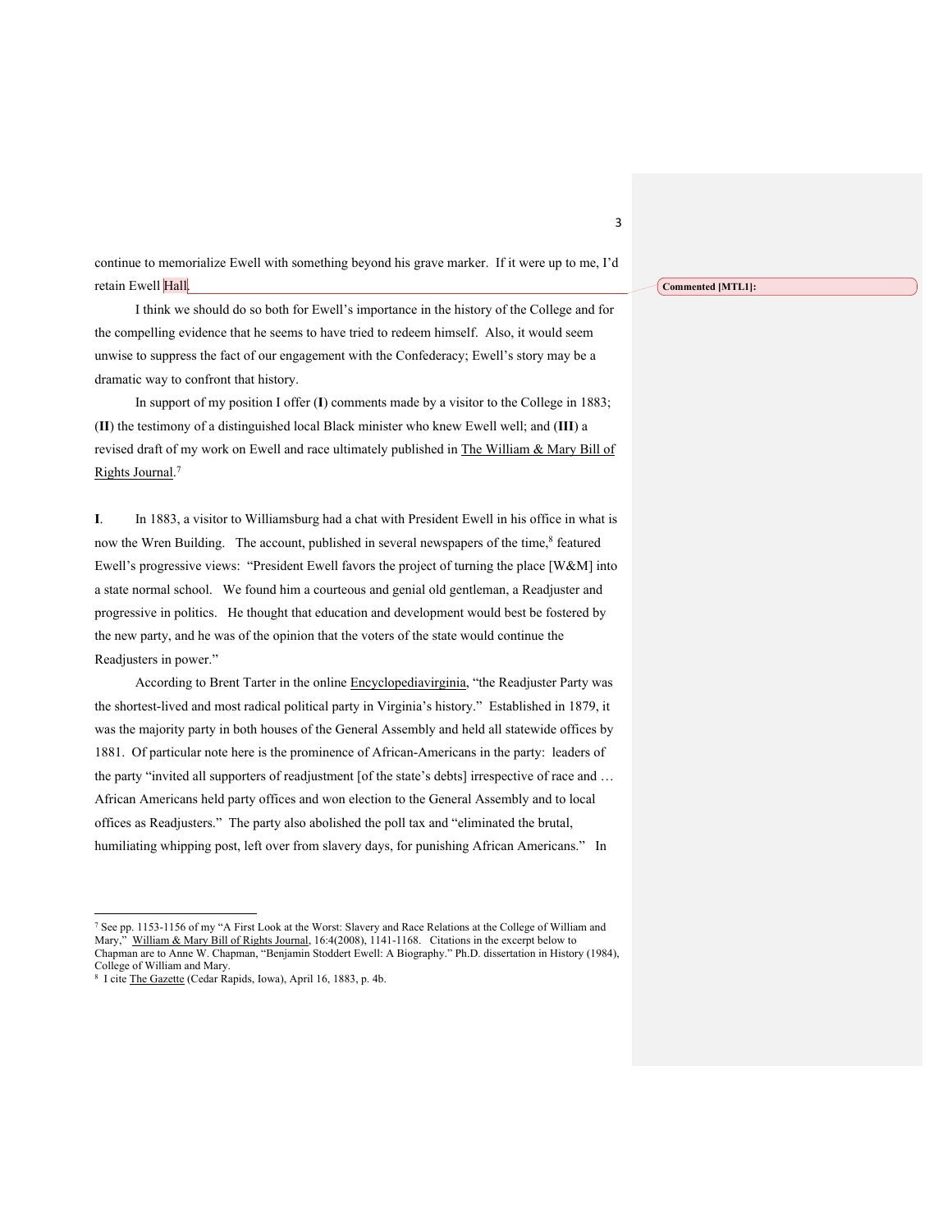continue to memorialize Ewell with something beyond his grave marker. If it were up to me, I'd retain Ewell Hall.

I think we should do so both for Ewell's importance in the history of the College and for the compelling evidence that he seems to have tried to redeem himself. Also, it would seem unwise to suppress the fact of our engagement with the Confederacy; Ewell's story may be a dramatic way to confront that history.

In support of my position I offer (**I**) comments made by a visitor to the College in 1883; (**II**) the testimony of a distinguished local Black minister who knew Ewell well; and (**III**) a revised draft of my work on Ewell and race ultimately published in The William & Mary Bill of Rights Journal.[7]

**I**. In 1883, a visitor to Williamsburg had a chat with President Ewell in his office in what is now the Wren Building. The account, published in several newspapers of the time,[8] featured Ewell's progressive views: "President Ewell favors the project of turning the place [W&M] into a state normal school. We found him a courteous and genial old gentleman, a Readjuster and progressive in politics. He thought that education and development would best be fostered by the new party, and he was of the opinion that the voters of the state would continue the Readjusters in power."

According to Brent Tarter in the online Encyclopediavirginia, "the Readjuster Party was the shortest-lived and most radical political party in Virginia's history." Established in 1879, it was the majority party in both houses of the General Assembly and held all statewide offices by 1881. Of particular note here is the prominence of African-Americans in the party: leaders of the party "invited all supporters of readjustment [of the state's debts] irrespective of race and … African Americans held party offices and won election to the General Assembly and to local offices as Readjusters." The party also abolished the poll tax and "eliminated the brutal, humiliating whipping post, left over from slavery days, for punishing African Americans." In

---

[7] See pp. 1153-1156 of my "A First Look at the Worst: Slavery and Race Relations at the College of William and Mary," William & Mary Bill of Rights Journal, 16:4(2008), 1141-1168. Citations in the excerpt below to Chapman are to Anne W. Chapman, "Benjamin Stoddert Ewell: A Biography." Ph.D. dissertation in History (1984), College of William and Mary.

[8] I cite The Gazette (Cedar Rapids, Iowa), April 16, 1883, p. 4b.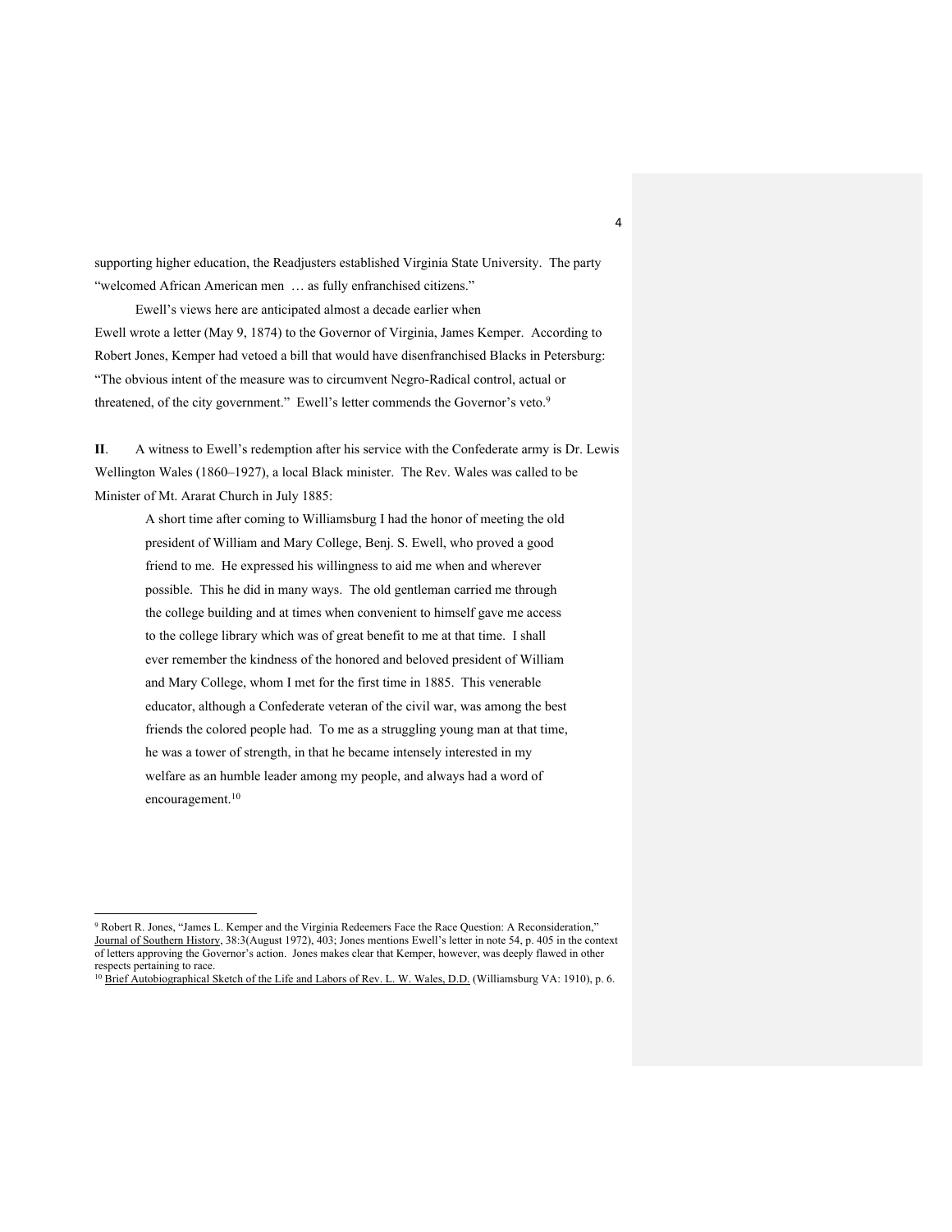supporting higher education, the Readjusters established Virginia State University. The party "welcomed African American men … as fully enfranchised citizens."

Ewell's views here are anticipated almost a decade earlier when Ewell wrote a letter (May 9, 1874) to the Governor of Virginia, James Kemper. According to Robert Jones, Kemper had vetoed a bill that would have disenfranchised Blacks in Petersburg: "The obvious intent of the measure was to circumvent Negro-Radical control, actual or threatened, of the city government." Ewell's letter commends the Governor's veto.[9]

**II**. A witness to Ewell's redemption after his service with the Confederate army is Dr. Lewis Wellington Wales (1860–1927), a local Black minister. The Rev. Wales was called to be Minister of Mt. Ararat Church in July 1885:

> A short time after coming to Williamsburg I had the honor of meeting the old president of William and Mary College, Benj. S. Ewell, who proved a good friend to me. He expressed his willingness to aid me when and wherever possible. This he did in many ways. The old gentleman carried me through the college building and at times when convenient to himself gave me access to the college library which was of great benefit to me at that time. I shall ever remember the kindness of the honored and beloved president of William and Mary College, whom I met for the first time in 1885. This venerable educator, although a Confederate veteran of the civil war, was among the best friends the colored people had. To me as a struggling young man at that time, he was a tower of strength, in that he became intensely interested in my welfare as an humble leader among my people, and always had a word of encouragement.[10]

---

[9] Robert R. Jones, "James L. Kemper and the Virginia Redeemers Face the Race Question: A Reconsideration," Journal of Southern History, 38:3(August 1972), 403; Jones mentions Ewell's letter in note 54, p. 405 in the context of letters approving the Governor's action. Jones makes clear that Kemper, however, was deeply flawed in other respects pertaining to race.

[10] Brief Autobiographical Sketch of the Life and Labors of Rev. L. W. Wales, D.D. (Williamsburg VA: 1910), p. 6.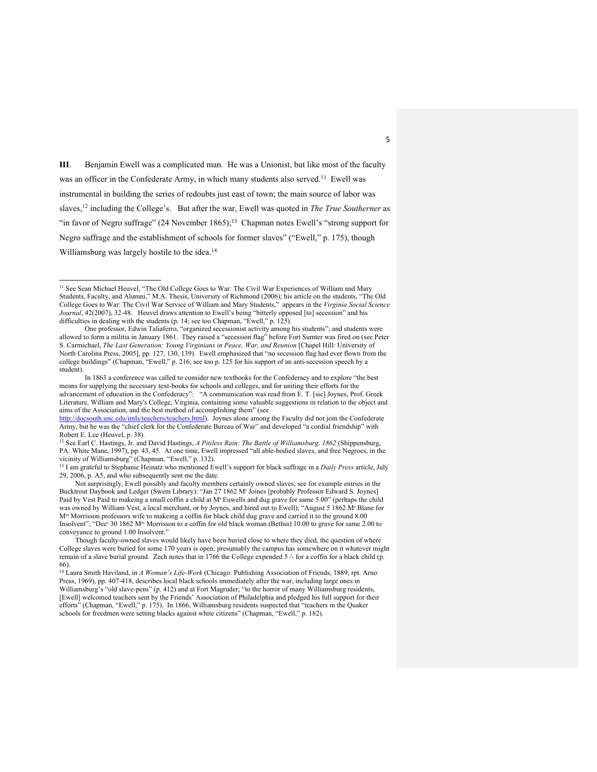**III**. Benjamin Ewell was a complicated man. He was a Unionist, but like most of the faculty was an officer in the Confederate Army, in which many students also served.[11] Ewell was instrumental in building the series of redoubts just east of town; the main source of labor was slaves,[12] including the College's. But after the war, Ewell was quoted in *The True Southerner* as "in favor of Negro suffrage" (24 November 1865);[13] Chapman notes Ewell's "strong support for Negro suffrage and the establishment of schools for former slaves" ("Ewell," p. 175), though Williamsburg was largely hostile to the idea.[14]

---

[11] See Sean Michael Heuvel, "The Old College Goes to War: The Civil War Experiences of William and Mary Students, Faculty, and Alumni," M.A. Thesis, University of Richmond (2006); his article on the students, "The Old College Goes to War: The Civil War Service of William and Mary Students," appears in the *Virginia Social Science Journal*, 42(2007), 32-48. Heuvel draws attention to Ewell's being "bitterly opposed [to] secession" and his difficulties in dealing with the students (p. 14; see too Chapman, "Ewell," p. 125).

One professor, Edwin Taliaferro, "organized secessionist activity among his students"; and students were allowed to form a militia in January 1861. They raised a "secession flag" before Fort Sumter was fired on (see Peter S. Carmichael, *The Last Generation: Young Virginians in Peace, War, and Reunion* [Chapel Hill: University of North Carolina Press, 2005], pp. 127, 130, 139). Ewell emphasized that "no secession flag had ever flown from the college buildings" (Chapman, "Ewell," p. 216; see too p. 125 for his support of an anti-secession speech by a student).

In 1863 a conference was called to consider new textbooks for the Confederacy and to explore "the best means for supplying the necessary text-books for schools and colleges, and for uniting their efforts for the advancement of education in the Confederacy": "A communication was read from E. T. [sic] Joynes, Prof. Greek Literature, William and Mary's College, Virginia, containing some valuable suggestions in relation to the object and aims of the Association, and the best method of accomplishing them" (see http://docsouth.unc.edu/imls/teachers/teachers.html). Joynes alone among the Faculty did not join the Confederate Army, but he was the "chief clerk for the Confederate Bureau of War" and developed "a cordial friendship" with Robert E. Lee (Heuvel, p. 38).

[12] See Earl C. Hastings, Jr. and David Hastings, *A Pitiless Rain: The Battle of Williamsburg, 1862* (Shippensburg, PA: White Mane, 1997), pp. 43, 45. At one time, Ewell impressed "all able-bodied slaves, and free Negroes, in the vicinity of Williamsburg" (Chapman, "Ewell," p. 132).

[13] I am grateful to Stephanie Heinatz who mentioned Ewell's support for black suffrage in a *Daily Press* article, July 29, 2006, p. A5, and who subsequently sent me the date.

Not surprisingly, Ewell possibly and faculty members certainly owned slaves; see for example entries in the Bucktrout Daybook and Ledger (Swem Library): "Jan 27 1862 Mr Joines [probably Professor Edward S. Joynes] Paid by Vest Paid to makeing a small coffin a child at Mr Euwells and dug grave for same 5.00" (perhaps the child was owned by William Vest, a local merchant, or by Joynes, and hired out to Ewell); "August 5 1862 Mr Blane for Mrs Morrisson professors wife to makeing a coffin for black child dug grave and carried it to the ground 8.00 Insolvent"; "Decr 30 1862 Mrs Morrisson to a coffin for old black woman (Bethia) 10.00 to grave for same 2.00 to conveyance to ground 1.00 Insolvent."

Though faculty-owned slaves would likely have been buried close to where they died, the question of where College slaves were buried for some 170 years is open; presumably the campus has somewhere on it whatever might remain of a slave burial ground. Zech notes that in 1766 the College expended 5 /- for a coffin for a black child (p. 66).

[14] Laura Smith Haviland, in *A Woman's Life-Work* (Chicago: Publishing Association of Friends, 1889; rpt. Arno Press, 1969), pp. 407-418, describes local black schools immediately after the war, including large ones in Williamsburg's "old slave-pens" (p. 412) and at Fort Magruder; "to the horror of many Williamsburg residents, [Ewell] welcomed teachers sent by the Friends' Association of Philadelphia and pledged his full support for their efforts" (Chapman, "Ewell," p. 175). In 1866, Williamsburg residents suspected that "teachers in the Quaker schools for freedmen were setting blacks against white citizens" (Chapman, "Ewell," p. 182).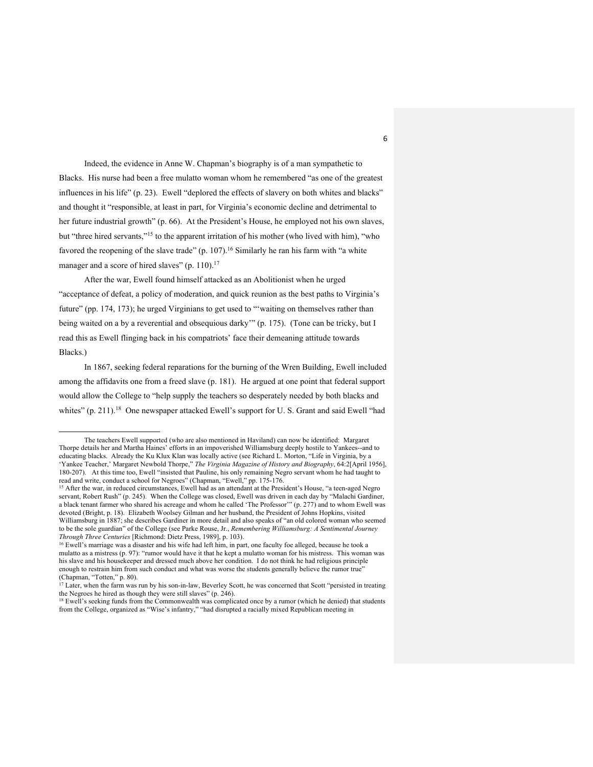Indeed, the evidence in Anne W. Chapman's biography is of a man sympathetic to Blacks. His nurse had been a free mulatto woman whom he remembered "as one of the greatest influences in his life" (p. 23). Ewell "deplored the effects of slavery on both whites and blacks" and thought it "responsible, at least in part, for Virginia's economic decline and detrimental to her future industrial growth" (p. 66). At the President's House, he employed not his own slaves, but "three hired servants,"[15] to the apparent irritation of his mother (who lived with him), "who favored the reopening of the slave trade" (p. 107).[16] Similarly he ran his farm with "a white manager and a score of hired slaves" (p. 110).[17]

After the war, Ewell found himself attacked as an Abolitionist when he urged "acceptance of defeat, a policy of moderation, and quick reunion as the best paths to Virginia's future" (pp. 174, 173); he urged Virginians to get used to "'waiting on themselves rather than being waited on a by a reverential and obsequious darky'" (p. 175). (Tone can be tricky, but I read this as Ewell flinging back in his compatriots' face their demeaning attitude towards Blacks.)

In 1867, seeking federal reparations for the burning of the Wren Building, Ewell included among the affidavits one from a freed slave (p. 181). He argued at one point that federal support would allow the College to "help supply the teachers so desperately needed by both blacks and whites" (p. 211).[18] One newspaper attacked Ewell's support for U. S. Grant and said Ewell "had

---

The teachers Ewell supported (who are also mentioned in Haviland) can now be identified: Margaret Thorpe details her and Martha Haines' efforts in an impoverished Williamsburg deeply hostile to Yankees--and to educating blacks. Already the Ku Klux Klan was locally active (see Richard L. Morton, "Life in Virginia, by a 'Yankee Teacher,' Margaret Newbold Thorpe," *The Virginia Magazine of History and Biography*, 64:2[April 1956], 180-207). At this time too, Ewell "insisted that Pauline, his only remaining Negro servant whom he had taught to read and write, conduct a school for Negroes" (Chapman, "Ewell," pp. 175-176.

[15] After the war, in reduced circumstances, Ewell had as an attendant at the President's House, "a teen-aged Negro servant, Robert Rush" (p. 245). When the College was closed, Ewell was driven in each day by "Malachi Gardiner, a black tenant farmer who shared his acreage and whom he called 'The Professor'" (p. 277) and to whom Ewell was devoted (Bright, p. 18). Elizabeth Woolsey Gilman and her husband, the President of Johns Hopkins, visited Williamsburg in 1887; she describes Gardiner in more detail and also speaks of "an old colored woman who seemed to be the sole guardian" of the College (see Parke Rouse, Jr., *Remembering Williamsburg: A Sentimental Journey Through Three Centuries* [Richmond: Dietz Press, 1989], p. 103).

[16] Ewell's marriage was a disaster and his wife had left him, in part, one faculty foe alleged, because he took a mulatto as a mistress (p. 97): "rumor would have it that he kept a mulatto woman for his mistress. This woman was his slave and his housekeeper and dressed much above her condition. I do not think he had religious principle enough to restrain him from such conduct and what was worse the students generally believe the rumor true" (Chapman, "Totten," p. 80).

[17] Later, when the farm was run by his son-in-law, Beverley Scott, he was concerned that Scott "persisted in treating the Negroes he hired as though they were still slaves" (p. 246).

[18] Ewell's seeking funds from the Commonwealth was complicated once by a rumor (which he denied) that students from the College, organized as "Wise's infantry," "had disrupted a racially mixed Republican meeting in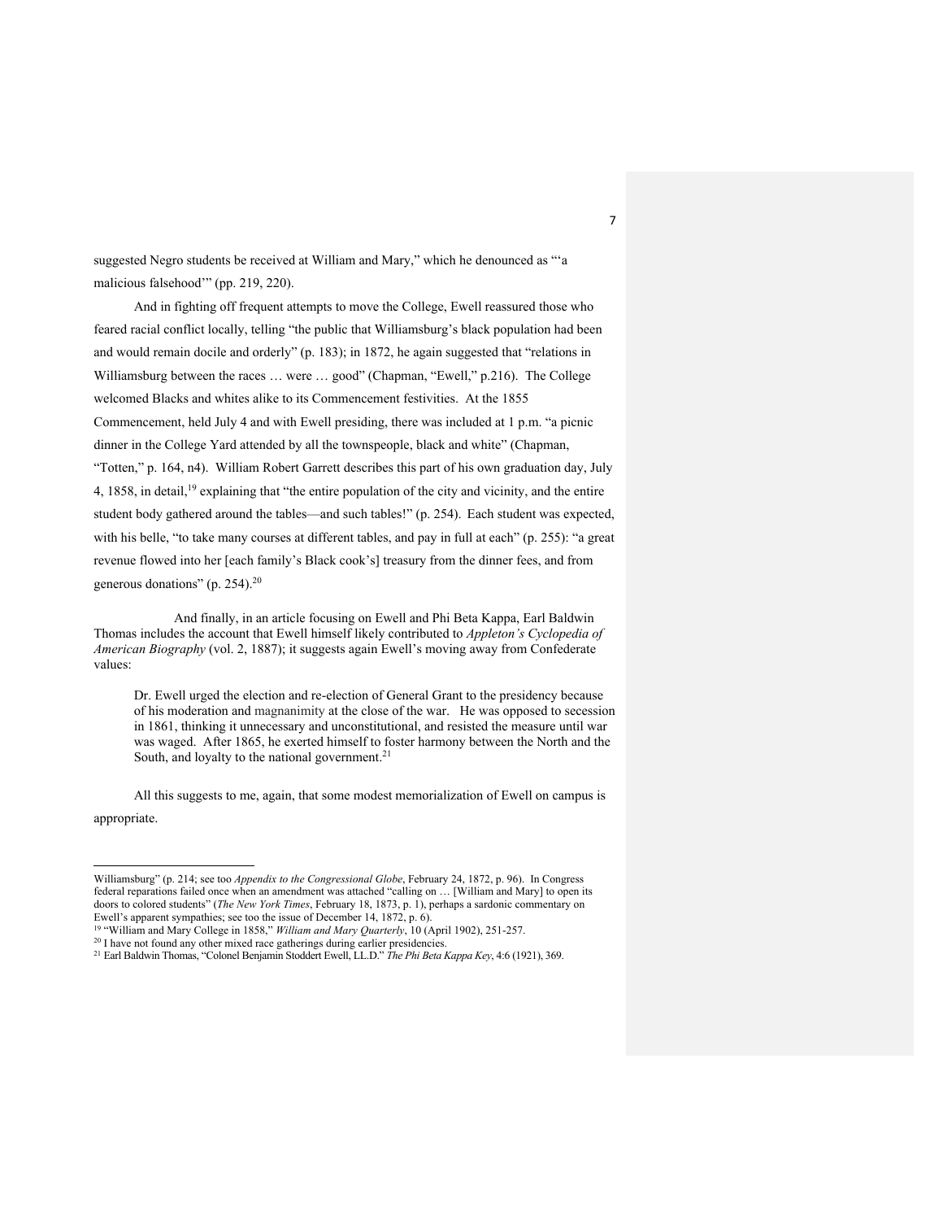suggested Negro students be received at William and Mary," which he denounced as "'a malicious falsehood'" (pp. 219, 220).

And in fighting off frequent attempts to move the College, Ewell reassured those who feared racial conflict locally, telling "the public that Williamsburg's black population had been and would remain docile and orderly" (p. 183); in 1872, he again suggested that "relations in Williamsburg between the races … were … good" (Chapman, "Ewell," p.216). The College welcomed Blacks and whites alike to its Commencement festivities. At the 1855 Commencement, held July 4 and with Ewell presiding, there was included at 1 p.m. "a picnic dinner in the College Yard attended by all the townspeople, black and white" (Chapman, "Totten," p. 164, n4). William Robert Garrett describes this part of his own graduation day, July 4, 1858, in detail,[19] explaining that "the entire population of the city and vicinity, and the entire student body gathered around the tables—and such tables!" (p. 254). Each student was expected, with his belle, "to take many courses at different tables, and pay in full at each" (p. 255): "a great revenue flowed into her [each family's Black cook's] treasury from the dinner fees, and from generous donations" (p. 254).[20]

And finally, in an article focusing on Ewell and Phi Beta Kappa, Earl Baldwin Thomas includes the account that Ewell himself likely contributed to *Appleton's Cyclopedia of American Biography* (vol. 2, 1887); it suggests again Ewell's moving away from Confederate values:

> Dr. Ewell urged the election and re-election of General Grant to the presidency because of his moderation and magnanimity at the close of the war. He was opposed to secession in 1861, thinking it unnecessary and unconstitutional, and resisted the measure until war was waged. After 1865, he exerted himself to foster harmony between the North and the South, and loyalty to the national government.[21]

All this suggests to me, again, that some modest memorialization of Ewell on campus is appropriate.

---

Williamsburg" (p. 214; see too *Appendix to the Congressional Globe*, February 24, 1872, p. 96). In Congress federal reparations failed once when an amendment was attached "calling on … [William and Mary] to open its doors to colored students" (*The New York Times*, February 18, 1873, p. 1), perhaps a sardonic commentary on Ewell's apparent sympathies; see too the issue of December 14, 1872, p. 6).

[19] "William and Mary College in 1858," *William and Mary Quarterly*, 10 (April 1902), 251-257.

[20] I have not found any other mixed race gatherings during earlier presidencies.

[21] Earl Baldwin Thomas, "Colonel Benjamin Stoddert Ewell, LL.D." *The Phi Beta Kappa Key*, 4:6 (1921), 369.